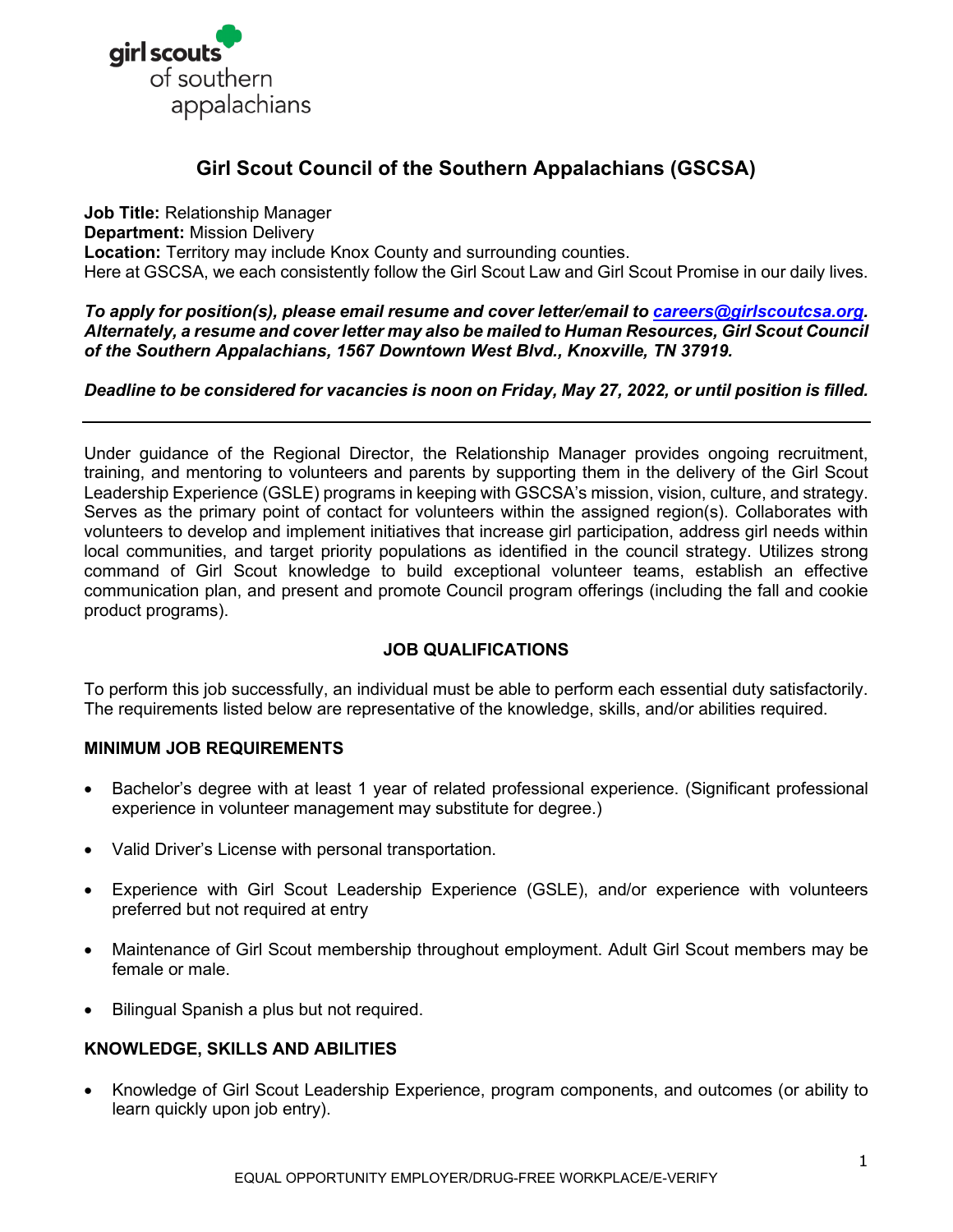# Girl Scout Council of the Southern Appalachians (GSCSA)

**Job Title:** Relationship Manager
**Department:** Mission Delivery
**Location:** Territory may include Knox County and surrounding counties.
Here at GSCSA, we each consistently follow the Girl Scout Law and Girl Scout Promise in our daily lives.

***To apply for position(s), please email resume and cover letter/email to [careers@girlscoutcsa.org](mailto:careers@girlscoutcsa.org). Alternately, a resume and cover letter may also be mailed to Human Resources, Girl Scout Council of the Southern Appalachians, 1567 Downtown West Blvd., Knoxville, TN 37919.***

***Deadline to be considered for vacancies is noon on Friday, May 27, 2022, or until position is filled.***

---

Under guidance of the Regional Director, the Relationship Manager provides ongoing recruitment, training, and mentoring to volunteers and parents by supporting them in the delivery of the Girl Scout Leadership Experience (GSLE) programs in keeping with GSCSA's mission, vision, culture, and strategy. Serves as the primary point of contact for volunteers within the assigned region(s). Collaborates with volunteers to develop and implement initiatives that increase girl participation, address girl needs within local communities, and target priority populations as identified in the council strategy. Utilizes strong command of Girl Scout knowledge to build exceptional volunteer teams, establish an effective communication plan, and present and promote Council program offerings (including the fall and cookie product programs).

## JOB QUALIFICATIONS

To perform this job successfully, an individual must be able to perform each essential duty satisfactorily. The requirements listed below are representative of the knowledge, skills, and/or abilities required.

### MINIMUM JOB REQUIREMENTS

- Bachelor's degree with at least 1 year of related professional experience. (Significant professional experience in volunteer management may substitute for degree.)
- Valid Driver's License with personal transportation.
- Experience with Girl Scout Leadership Experience (GSLE), and/or experience with volunteers preferred but not required at entry
- Maintenance of Girl Scout membership throughout employment. Adult Girl Scout members may be female or male.
- Bilingual Spanish a plus but not required.

### KNOWLEDGE, SKILLS AND ABILITIES

- Knowledge of Girl Scout Leadership Experience, program components, and outcomes (or ability to learn quickly upon job entry).

EQUAL OPPORTUNITY EMPLOYER/DRUG-FREE WORKPLACE/E-VERIFY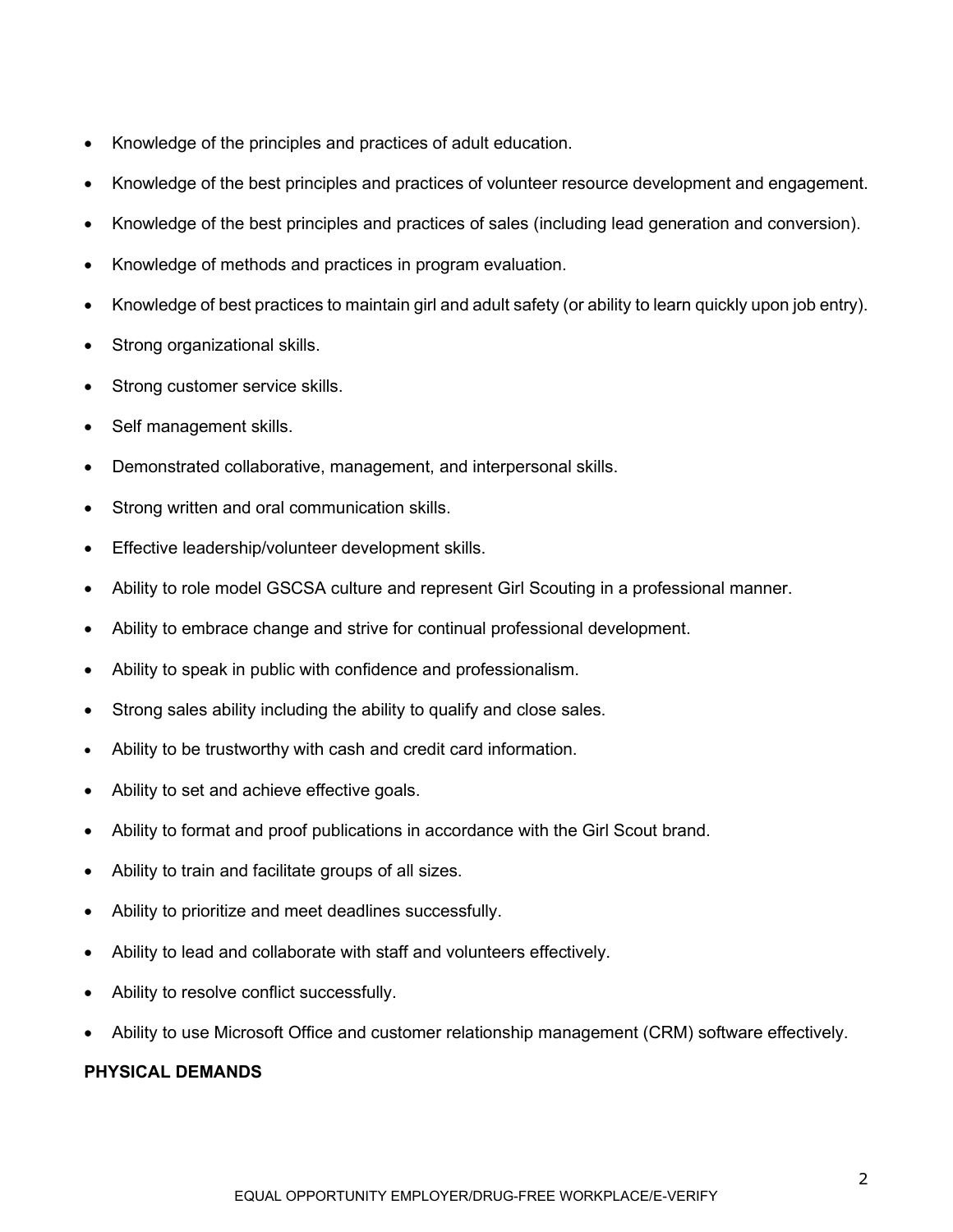- Knowledge of the principles and practices of adult education.
- Knowledge of the best principles and practices of volunteer resource development and engagement.
- Knowledge of the best principles and practices of sales (including lead generation and conversion).
- Knowledge of methods and practices in program evaluation.
- Knowledge of best practices to maintain girl and adult safety (or ability to learn quickly upon job entry).
- Strong organizational skills.
- Strong customer service skills.
- Self management skills.
- Demonstrated collaborative, management, and interpersonal skills.
- Strong written and oral communication skills.
- Effective leadership/volunteer development skills.
- Ability to role model GSCSA culture and represent Girl Scouting in a professional manner.
- Ability to embrace change and strive for continual professional development.
- Ability to speak in public with confidence and professionalism.
- Strong sales ability including the ability to qualify and close sales.
- Ability to be trustworthy with cash and credit card information.
- Ability to set and achieve effective goals.
- Ability to format and proof publications in accordance with the Girl Scout brand.
- Ability to train and facilitate groups of all sizes.
- Ability to prioritize and meet deadlines successfully.
- Ability to lead and collaborate with staff and volunteers effectively.
- Ability to resolve conflict successfully.
- Ability to use Microsoft Office and customer relationship management (CRM) software effectively.

**PHYSICAL DEMANDS**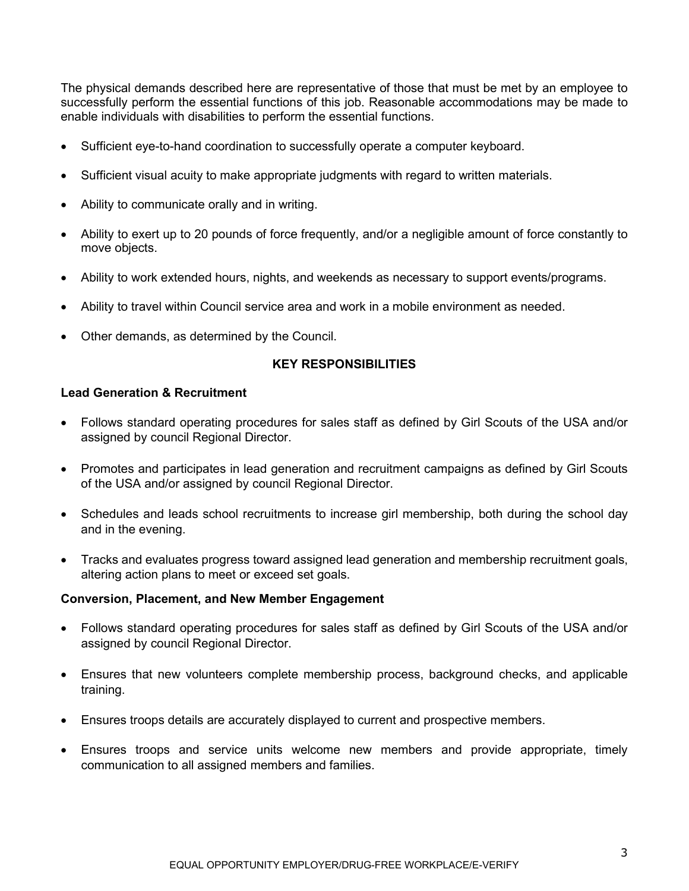The physical demands described here are representative of those that must be met by an employee to successfully perform the essential functions of this job. Reasonable accommodations may be made to enable individuals with disabilities to perform the essential functions.

- Sufficient eye-to-hand coordination to successfully operate a computer keyboard.
- Sufficient visual acuity to make appropriate judgments with regard to written materials.
- Ability to communicate orally and in writing.
- Ability to exert up to 20 pounds of force frequently, and/or a negligible amount of force constantly to move objects.
- Ability to work extended hours, nights, and weekends as necessary to support events/programs.
- Ability to travel within Council service area and work in a mobile environment as needed.
- Other demands, as determined by the Council.

## KEY RESPONSIBILITIES

**Lead Generation & Recruitment**

- Follows standard operating procedures for sales staff as defined by Girl Scouts of the USA and/or assigned by council Regional Director.
- Promotes and participates in lead generation and recruitment campaigns as defined by Girl Scouts of the USA and/or assigned by council Regional Director.
- Schedules and leads school recruitments to increase girl membership, both during the school day and in the evening.
- Tracks and evaluates progress toward assigned lead generation and membership recruitment goals, altering action plans to meet or exceed set goals.

**Conversion, Placement, and New Member Engagement**

- Follows standard operating procedures for sales staff as defined by Girl Scouts of the USA and/or assigned by council Regional Director.
- Ensures that new volunteers complete membership process, background checks, and applicable training.
- Ensures troops details are accurately displayed to current and prospective members.
- Ensures troops and service units welcome new members and provide appropriate, timely communication to all assigned members and families.

EQUAL OPPORTUNITY EMPLOYER/DRUG-FREE WORKPLACE/E-VERIFY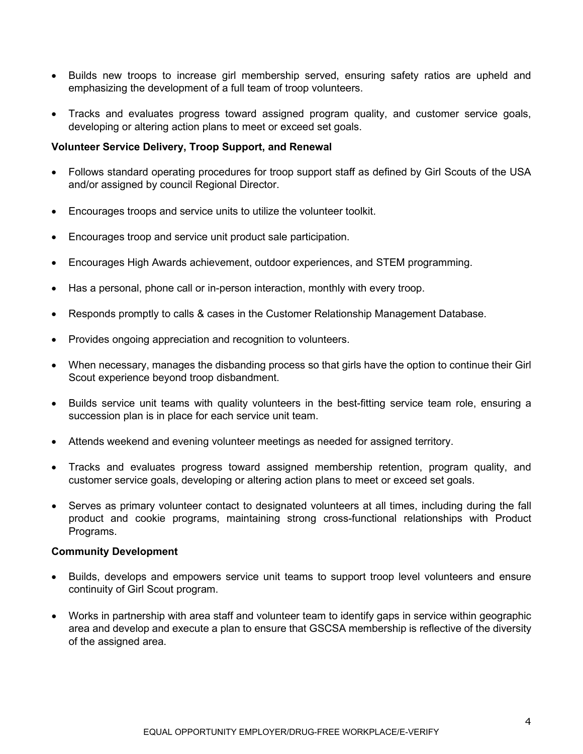- Builds new troops to increase girl membership served, ensuring safety ratios are upheld and emphasizing the development of a full team of troop volunteers.
- Tracks and evaluates progress toward assigned program quality, and customer service goals, developing or altering action plans to meet or exceed set goals.

**Volunteer Service Delivery, Troop Support, and Renewal**

- Follows standard operating procedures for troop support staff as defined by Girl Scouts of the USA and/or assigned by council Regional Director.
- Encourages troops and service units to utilize the volunteer toolkit.
- Encourages troop and service unit product sale participation.
- Encourages High Awards achievement, outdoor experiences, and STEM programming.
- Has a personal, phone call or in-person interaction, monthly with every troop.
- Responds promptly to calls & cases in the Customer Relationship Management Database.
- Provides ongoing appreciation and recognition to volunteers.
- When necessary, manages the disbanding process so that girls have the option to continue their Girl Scout experience beyond troop disbandment.
- Builds service unit teams with quality volunteers in the best-fitting service team role, ensuring a succession plan is in place for each service unit team.
- Attends weekend and evening volunteer meetings as needed for assigned territory.
- Tracks and evaluates progress toward assigned membership retention, program quality, and customer service goals, developing or altering action plans to meet or exceed set goals.
- Serves as primary volunteer contact to designated volunteers at all times, including during the fall product and cookie programs, maintaining strong cross-functional relationships with Product Programs.

**Community Development**

- Builds, develops and empowers service unit teams to support troop level volunteers and ensure continuity of Girl Scout program.
- Works in partnership with area staff and volunteer team to identify gaps in service within geographic area and develop and execute a plan to ensure that GSCSA membership is reflective of the diversity of the assigned area.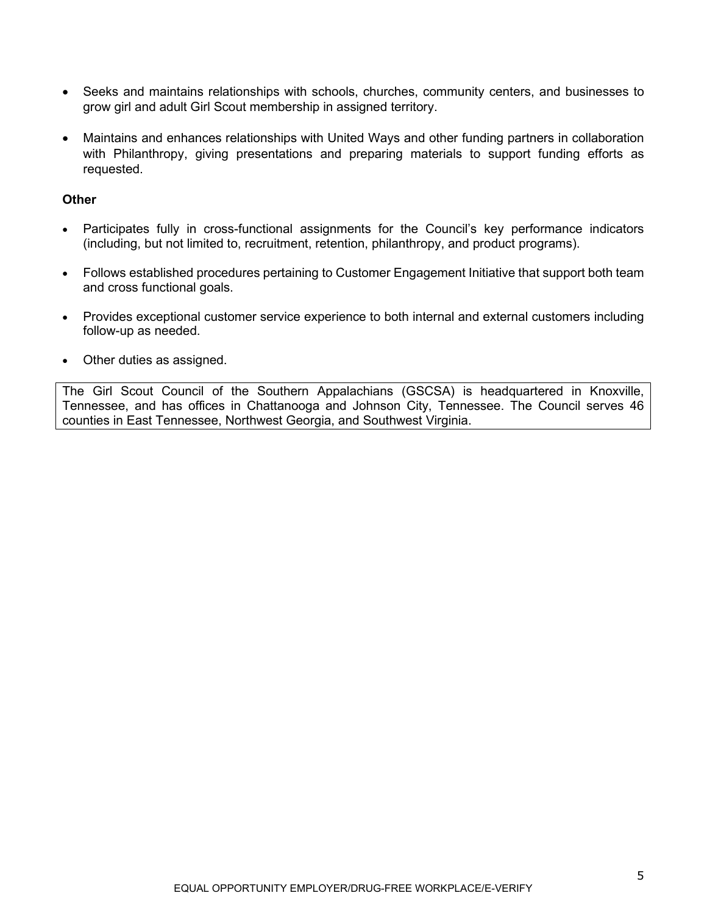- Seeks and maintains relationships with schools, churches, community centers, and businesses to grow girl and adult Girl Scout membership in assigned territory.
- Maintains and enhances relationships with United Ways and other funding partners in collaboration with Philanthropy, giving presentations and preparing materials to support funding efforts as requested.

**Other**

- Participates fully in cross-functional assignments for the Council's key performance indicators (including, but not limited to, recruitment, retention, philanthropy, and product programs).
- Follows established procedures pertaining to Customer Engagement Initiative that support both team and cross functional goals.
- Provides exceptional customer service experience to both internal and external customers including follow-up as needed.
- Other duties as assigned.

The Girl Scout Council of the Southern Appalachians (GSCSA) is headquartered in Knoxville, Tennessee, and has offices in Chattanooga and Johnson City, Tennessee. The Council serves 46 counties in East Tennessee, Northwest Georgia, and Southwest Virginia.

EQUAL OPPORTUNITY EMPLOYER/DRUG-FREE WORKPLACE/E-VERIFY